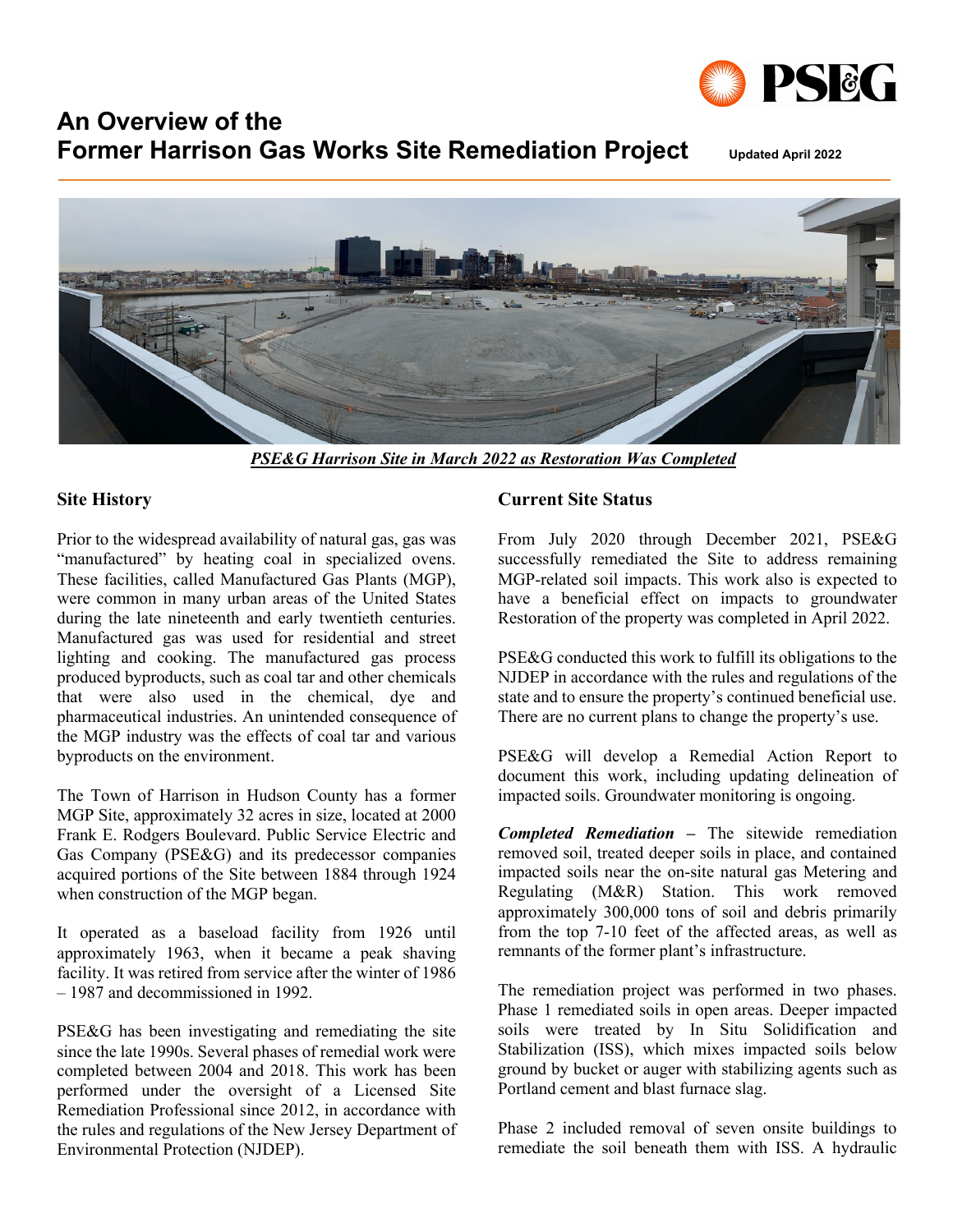# An Overview of the Former Harrison Gas Works Site Remediation Project

Updated April 2022

***PSE&G Harrison Site in March 2022 as Restoration Was Completed***

## Site History

Prior to the widespread availability of natural gas, gas was "manufactured" by heating coal in specialized ovens. These facilities, called Manufactured Gas Plants (MGP), were common in many urban areas of the United States during the late nineteenth and early twentieth centuries. Manufactured gas was used for residential and street lighting and cooking. The manufactured gas process produced byproducts, such as coal tar and other chemicals that were also used in the chemical, dye and pharmaceutical industries. An unintended consequence of the MGP industry was the effects of coal tar and various byproducts on the environment.

The Town of Harrison in Hudson County has a former MGP Site, approximately 32 acres in size, located at 2000 Frank E. Rodgers Boulevard. Public Service Electric and Gas Company (PSE&G) and its predecessor companies acquired portions of the Site between 1884 through 1924 when construction of the MGP began.

It operated as a baseload facility from 1926 until approximately 1963, when it became a peak shaving facility. It was retired from service after the winter of 1986 – 1987 and decommissioned in 1992.

PSE&G has been investigating and remediating the site since the late 1990s. Several phases of remedial work were completed between 2004 and 2018. This work has been performed under the oversight of a Licensed Site Remediation Professional since 2012, in accordance with the rules and regulations of the New Jersey Department of Environmental Protection (NJDEP).

## Current Site Status

From July 2020 through December 2021, PSE&G successfully remediated the Site to address remaining MGP-related soil impacts. This work also is expected to have a beneficial effect on impacts to groundwater Restoration of the property was completed in April 2022.

PSE&G conducted this work to fulfill its obligations to the NJDEP in accordance with the rules and regulations of the state and to ensure the property's continued beneficial use. There are no current plans to change the property's use.

PSE&G will develop a Remedial Action Report to document this work, including updating delineation of impacted soils. Groundwater monitoring is ongoing.

***Completed Remediation*** – The sitewide remediation removed soil, treated deeper soils in place, and contained impacted soils near the on-site natural gas Metering and Regulating (M&R) Station. This work removed approximately 300,000 tons of soil and debris primarily from the top 7-10 feet of the affected areas, as well as remnants of the former plant's infrastructure.

The remediation project was performed in two phases. Phase 1 remediated soils in open areas. Deeper impacted soils were treated by In Situ Solidification and Stabilization (ISS), which mixes impacted soils below ground by bucket or auger with stabilizing agents such as Portland cement and blast furnace slag.

Phase 2 included removal of seven onsite buildings to remediate the soil beneath them with ISS. A hydraulic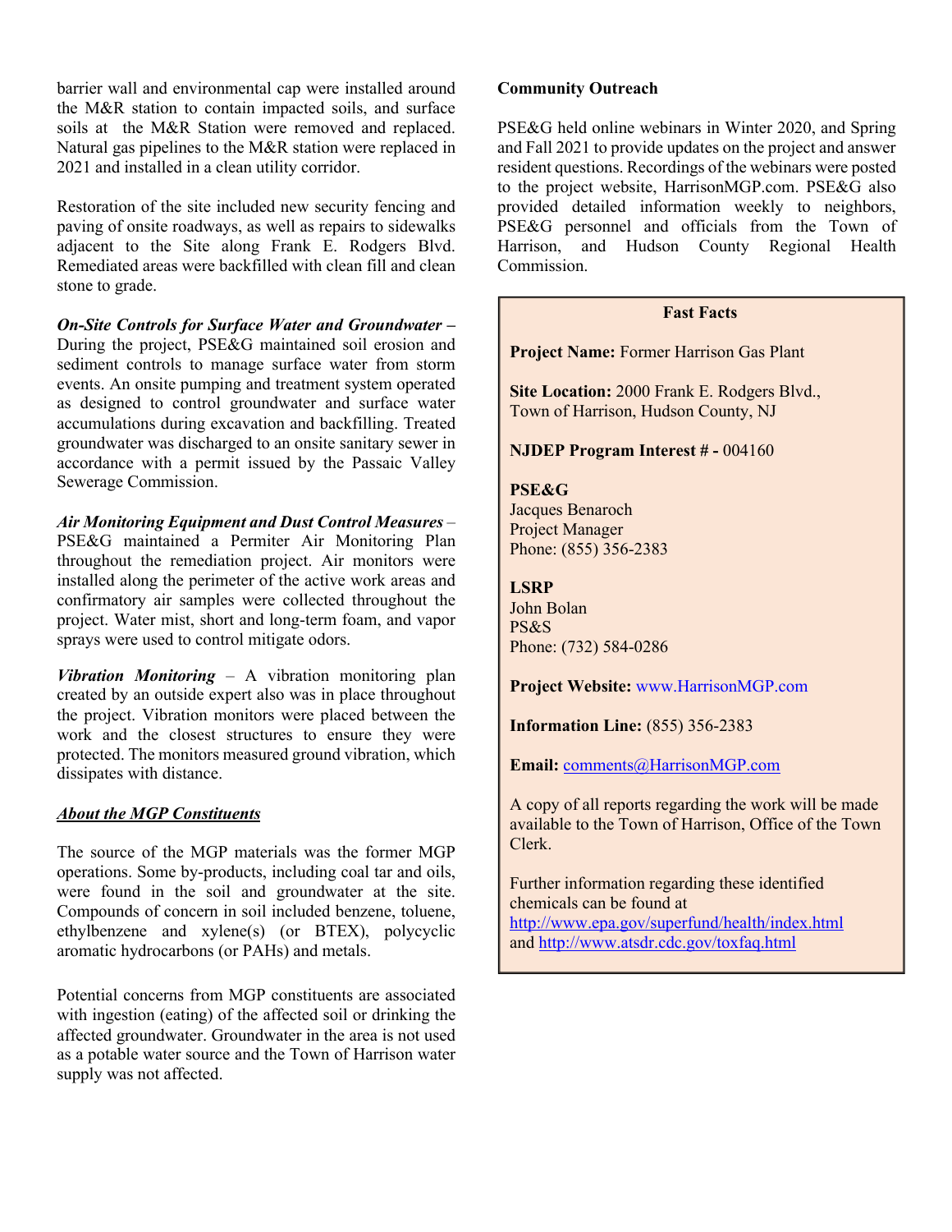barrier wall and environmental cap were installed around the M&R station to contain impacted soils, and surface soils at the M&R Station were removed and replaced. Natural gas pipelines to the M&R station were replaced in 2021 and installed in a clean utility corridor.

Restoration of the site included new security fencing and paving of onsite roadways, as well as repairs to sidewalks adjacent to the Site along Frank E. Rodgers Blvd. Remediated areas were backfilled with clean fill and clean stone to grade.

***On-Site Controls for Surface Water and Groundwater*** – During the project, PSE&G maintained soil erosion and sediment controls to manage surface water from storm events. An onsite pumping and treatment system operated as designed to control groundwater and surface water accumulations during excavation and backfilling. Treated groundwater was discharged to an onsite sanitary sewer in accordance with a permit issued by the Passaic Valley Sewerage Commission.

***Air Monitoring Equipment and Dust Control Measures*** – PSE&G maintained a Permiter Air Monitoring Plan throughout the remediation project. Air monitors were installed along the perimeter of the active work areas and confirmatory air samples were collected throughout the project. Water mist, short and long-term foam, and vapor sprays were used to control mitigate odors.

***Vibration Monitoring*** – A vibration monitoring plan created by an outside expert also was in place throughout the project. Vibration monitors were placed between the work and the closest structures to ensure they were protected. The monitors measured ground vibration, which dissipates with distance.

***<u>About the MGP Constituents</u>***

The source of the MGP materials was the former MGP operations. Some by-products, including coal tar and oils, were found in the soil and groundwater at the site. Compounds of concern in soil included benzene, toluene, ethylbenzene and xylene(s) (or BTEX), polycyclic aromatic hydrocarbons (or PAHs) and metals.

Potential concerns from MGP constituents are associated with ingestion (eating) of the affected soil or drinking the affected groundwater. Groundwater in the area is not used as a potable water source and the Town of Harrison water supply was not affected.

**Community Outreach**

PSE&G held online webinars in Winter 2020, and Spring and Fall 2021 to provide updates on the project and answer resident questions. Recordings of the webinars were posted to the project website, HarrisonMGP.com. PSE&G also provided detailed information weekly to neighbors, PSE&G personnel and officials from the Town of Harrison, and Hudson County Regional Health Commission.

**Fast Facts**

**Project Name:** Former Harrison Gas Plant

**Site Location:** 2000 Frank E. Rodgers Blvd., Town of Harrison, Hudson County, NJ

**NJDEP Program Interest # -** 004160

**PSE&G**
Jacques Benaroch
Project Manager
Phone: (855) 356-2383

**LSRP**
John Bolan
PS&S
Phone: (732) 584-0286

**Project Website:** www.HarrisonMGP.com

**Information Line:** (855) 356-2383

**Email:** comments@HarrisonMGP.com

A copy of all reports regarding the work will be made available to the Town of Harrison, Office of the Town Clerk.

Further information regarding these identified chemicals can be found at http://www.epa.gov/superfund/health/index.html and http://www.atsdr.cdc.gov/toxfaq.html